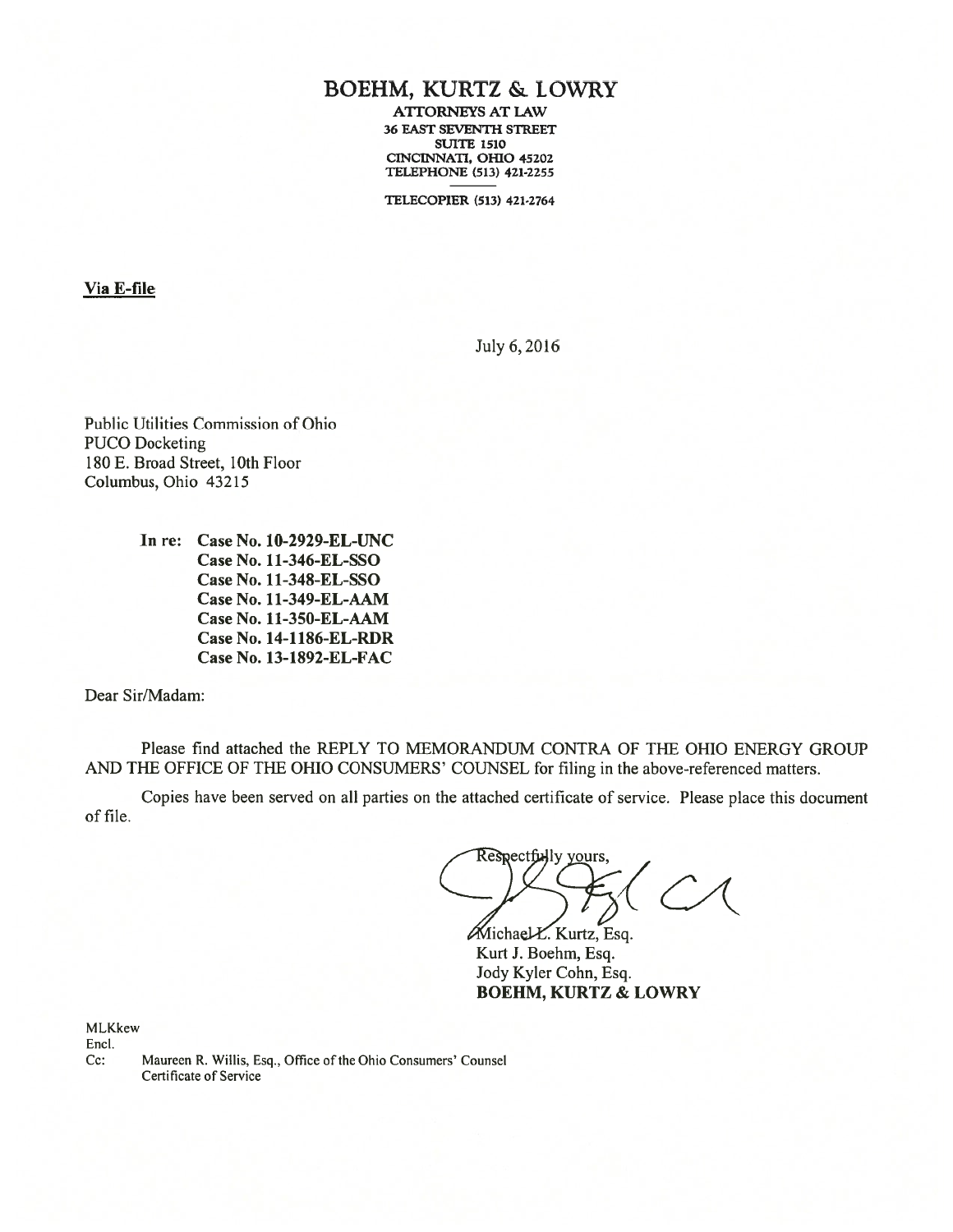# BOEHM, KURTZ & LOWRY

ATTORNEYS AT LAW
36 EAST SEVENTH STREET
SUITE 1510
CINCINNATI, OHIO 45202
TELEPHONE (513) 421-2255

TELECOPIER (513) 421-2764

**Via E-file**

July 6, 2016

Public Utilities Commission of Ohio
PUCO Docketing
180 E. Broad Street, 10th Floor
Columbus, Ohio 43215

**In re: Case No. 10-2929-EL-UNC**
**Case No. 11-346-EL-SSO**
**Case No. 11-348-EL-SSO**
**Case No. 11-349-EL-AAM**
**Case No. 11-350-EL-AAM**
**Case No. 14-1186-EL-RDR**
**Case No. 13-1892-EL-FAC**

Dear Sir/Madam:

Please find attached the REPLY TO MEMORANDUM CONTRA OF THE OHIO ENERGY GROUP AND THE OFFICE OF THE OHIO CONSUMERS' COUNSEL for filing in the above-referenced matters.

Copies have been served on all parties on the attached certificate of service. Please place this document of file.

Respectfully yours,

Michael L. Kurtz, Esq.
Kurt J. Boehm, Esq.
Jody Kyler Cohn, Esq.
**BOEHM, KURTZ & LOWRY**

MLKkew
Encl.
Cc: Maureen R. Willis, Esq., Office of the Ohio Consumers' Counsel
Certificate of Service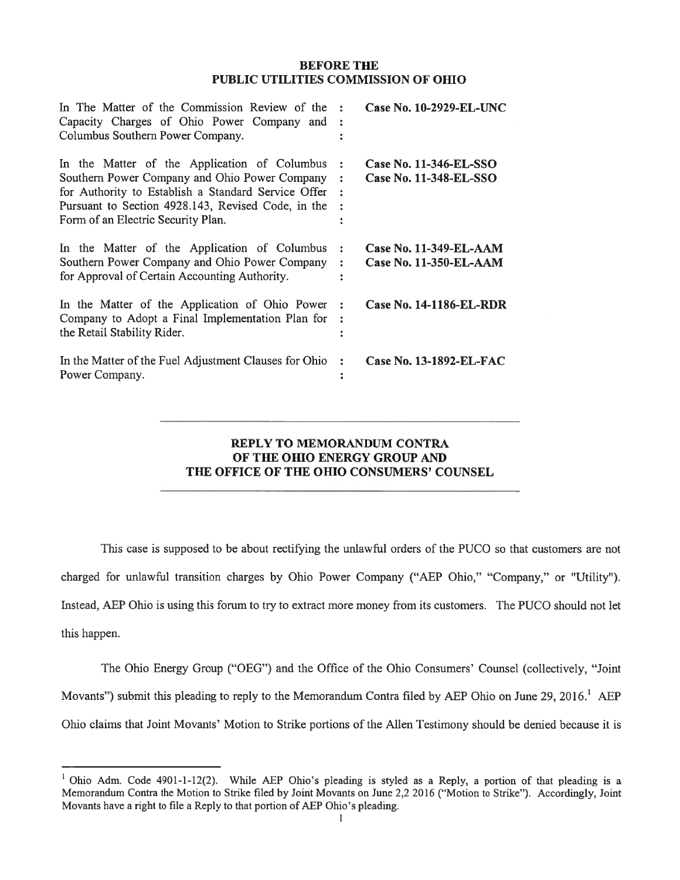**BEFORE THE**
**PUBLIC UTILITIES COMMISSION OF OHIO**

| | | |
|---|---|---|
| In The Matter of the Commission Review of the Capacity Charges of Ohio Power Company and Columbus Southern Power Company. | : | **Case No. 10-2929-EL-UNC** |
| In the Matter of the Application of Columbus Southern Power Company and Ohio Power Company for Authority to Establish a Standard Service Offer Pursuant to Section 4928.143, Revised Code, in the Form of an Electric Security Plan. | : | **Case No. 11-346-EL-SSO** **Case No. 11-348-EL-SSO** |
| In the Matter of the Application of Columbus Southern Power Company and Ohio Power Company for Approval of Certain Accounting Authority. | : | **Case No. 11-349-EL-AAM** **Case No. 11-350-EL-AAM** |
| In the Matter of the Application of Ohio Power Company to Adopt a Final Implementation Plan for the Retail Stability Rider. | : | **Case No. 14-1186-EL-RDR** |
| In the Matter of the Fuel Adjustment Clauses for Ohio Power Company. | : | **Case No. 13-1892-EL-FAC** |

---

**REPLY TO MEMORANDUM CONTRA**
**OF THE OHIO ENERGY GROUP AND**
**THE OFFICE OF THE OHIO CONSUMERS' COUNSEL**

---

This case is supposed to be about rectifying the unlawful orders of the PUCO so that customers are not charged for unlawful transition charges by Ohio Power Company ("AEP Ohio," "Company," or "Utility"). Instead, AEP Ohio is using this forum to try to extract more money from its customers. The PUCO should not let this happen.

The Ohio Energy Group ("OEG") and the Office of the Ohio Consumers' Counsel (collectively, "Joint Movants") submit this pleading to reply to the Memorandum Contra filed by AEP Ohio on June 29, 2016.[1] AEP Ohio claims that Joint Movants' Motion to Strike portions of the Allen Testimony should be denied because it is

---

[1] Ohio Adm. Code 4901-1-12(2). While AEP Ohio's pleading is styled as a Reply, a portion of that pleading is a Memorandum Contra the Motion to Strike filed by Joint Movants on June 2,2 2016 ("Motion to Strike"). Accordingly, Joint Movants have a right to file a Reply to that portion of AEP Ohio's pleading.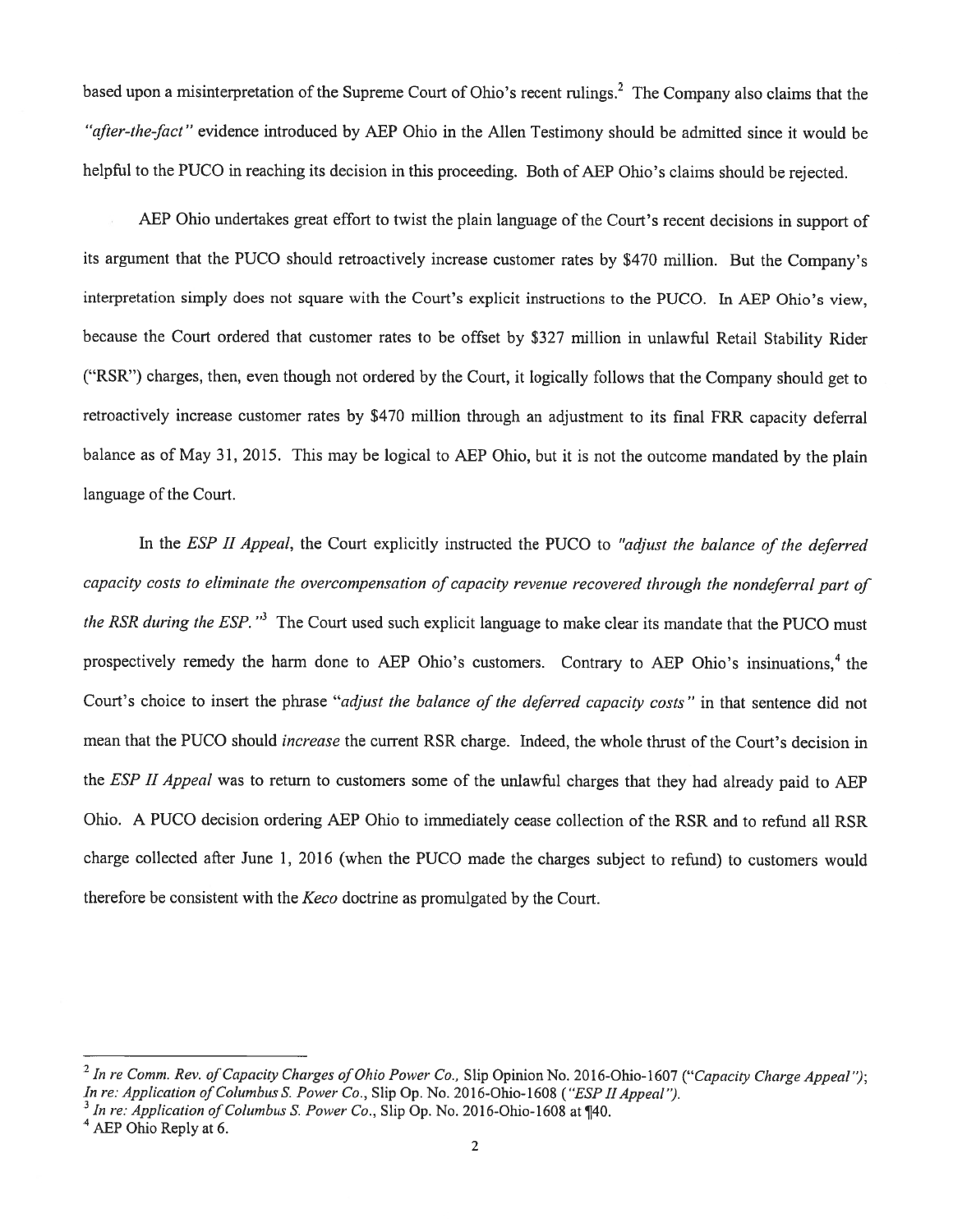based upon a misinterpretation of the Supreme Court of Ohio's recent rulings.[2] The Company also claims that the *"after-the-fact"* evidence introduced by AEP Ohio in the Allen Testimony should be admitted since it would be helpful to the PUCO in reaching its decision in this proceeding. Both of AEP Ohio's claims should be rejected.

AEP Ohio undertakes great effort to twist the plain language of the Court's recent decisions in support of its argument that the PUCO should retroactively increase customer rates by $470 million. But the Company's interpretation simply does not square with the Court's explicit instructions to the PUCO. In AEP Ohio's view, because the Court ordered that customer rates to be offset by $327 million in unlawful Retail Stability Rider ("RSR") charges, then, even though not ordered by the Court, it logically follows that the Company should get to retroactively increase customer rates by $470 million through an adjustment to its final FRR capacity deferral balance as of May 31, 2015. This may be logical to AEP Ohio, but it is not the outcome mandated by the plain language of the Court.

In the *ESP II Appeal*, the Court explicitly instructed the PUCO to *"adjust the balance of the deferred capacity costs to eliminate the overcompensation of capacity revenue recovered through the nondeferral part of the RSR during the ESP."*[3] The Court used such explicit language to make clear its mandate that the PUCO must prospectively remedy the harm done to AEP Ohio's customers. Contrary to AEP Ohio's insinuations,[4] the Court's choice to insert the phrase *"adjust the balance of the deferred capacity costs"* in that sentence did not mean that the PUCO should *increase* the current RSR charge. Indeed, the whole thrust of the Court's decision in the *ESP II Appeal* was to return to customers some of the unlawful charges that they had already paid to AEP Ohio. A PUCO decision ordering AEP Ohio to immediately cease collection of the RSR and to refund all RSR charge collected after June 1, 2016 (when the PUCO made the charges subject to refund) to customers would therefore be consistent with the *Keco* doctrine as promulgated by the Court.

---

[2] *In re Comm. Rev. of Capacity Charges of Ohio Power Co.,* Slip Opinion No. 2016-Ohio-1607 (*"Capacity Charge Appeal"*); *In re: Application of Columbus S. Power Co.*, Slip Op. No. 2016-Ohio-1608 (*"ESP II Appeal"*).

[3] *In re: Application of Columbus S. Power Co.*, Slip Op. No. 2016-Ohio-1608 at ¶40.

[4] AEP Ohio Reply at 6.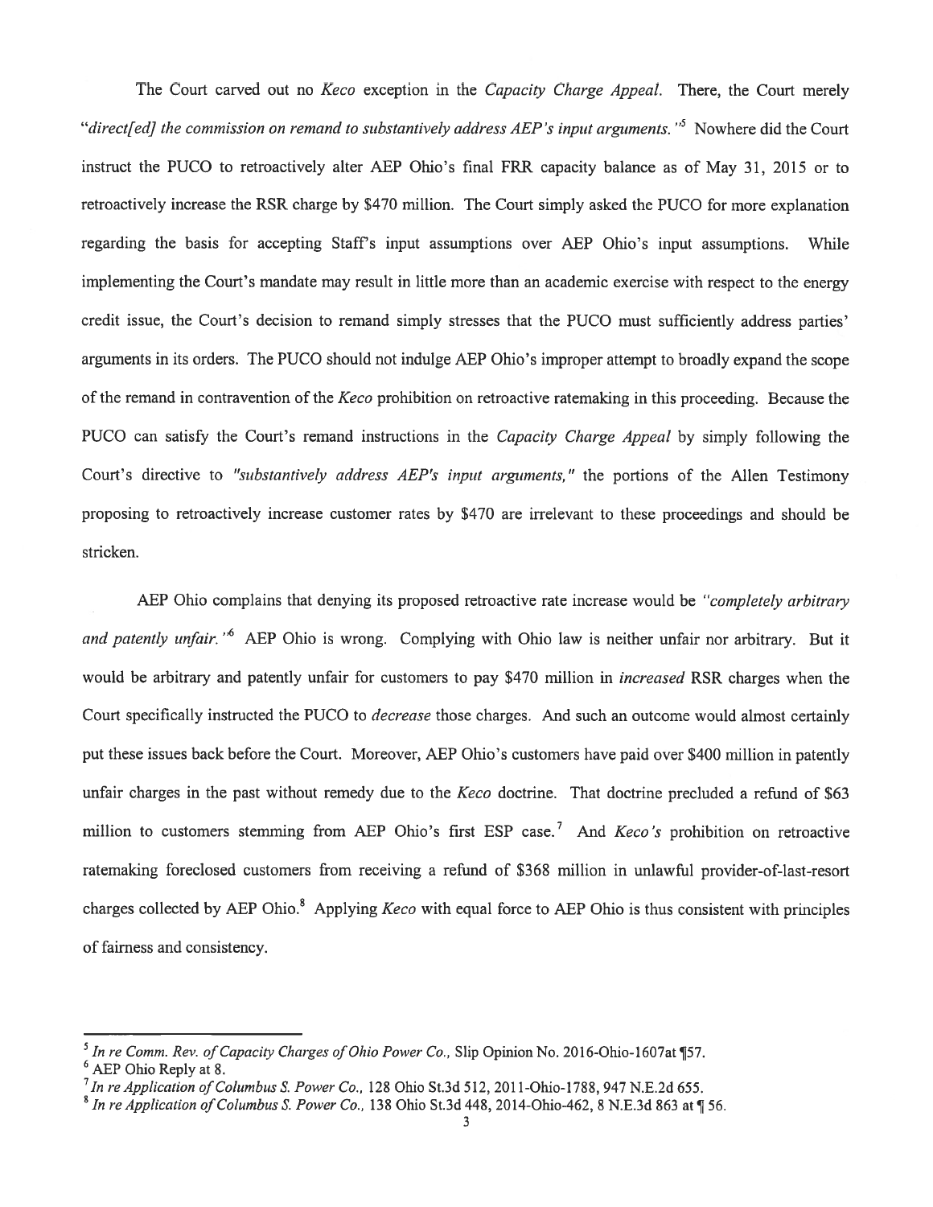The Court carved out no *Keco* exception in the *Capacity Charge Appeal*. There, the Court merely "*direct[ed] the commission on remand to substantively address AEP's input arguments.*"[5] Nowhere did the Court instruct the PUCO to retroactively alter AEP Ohio's final FRR capacity balance as of May 31, 2015 or to retroactively increase the RSR charge by $470 million. The Court simply asked the PUCO for more explanation regarding the basis for accepting Staff's input assumptions over AEP Ohio's input assumptions. While implementing the Court's mandate may result in little more than an academic exercise with respect to the energy credit issue, the Court's decision to remand simply stresses that the PUCO must sufficiently address parties' arguments in its orders. The PUCO should not indulge AEP Ohio's improper attempt to broadly expand the scope of the remand in contravention of the *Keco* prohibition on retroactive ratemaking in this proceeding. Because the PUCO can satisfy the Court's remand instructions in the *Capacity Charge Appeal* by simply following the Court's directive to *"substantively address AEP's input arguments,"* the portions of the Allen Testimony proposing to retroactively increase customer rates by $470 are irrelevant to these proceedings and should be stricken.

AEP Ohio complains that denying its proposed retroactive rate increase would be *"completely arbitrary and patently unfair."*[6] AEP Ohio is wrong. Complying with Ohio law is neither unfair nor arbitrary. But it would be arbitrary and patently unfair for customers to pay $470 million in *increased* RSR charges when the Court specifically instructed the PUCO to *decrease* those charges. And such an outcome would almost certainly put these issues back before the Court. Moreover, AEP Ohio's customers have paid over $400 million in patently unfair charges in the past without remedy due to the *Keco* doctrine. That doctrine precluded a refund of $63 million to customers stemming from AEP Ohio's first ESP case.[7] And *Keco's* prohibition on retroactive ratemaking foreclosed customers from receiving a refund of $368 million in unlawful provider-of-last-resort charges collected by AEP Ohio.[8] Applying *Keco* with equal force to AEP Ohio is thus consistent with principles of fairness and consistency.

---

[5] *In re Comm. Rev. of Capacity Charges of Ohio Power Co.,* Slip Opinion No. 2016-Ohio-1607at ¶57.

[6] AEP Ohio Reply at 8.

[7] *In re Application of Columbus S. Power Co.,* 128 Ohio St.3d 512, 2011-Ohio-1788, 947 N.E.2d 655.

[8] *In re Application of Columbus S. Power Co.,* 138 Ohio St.3d 448, 2014-Ohio-462, 8 N.E.3d 863 at ¶ 56.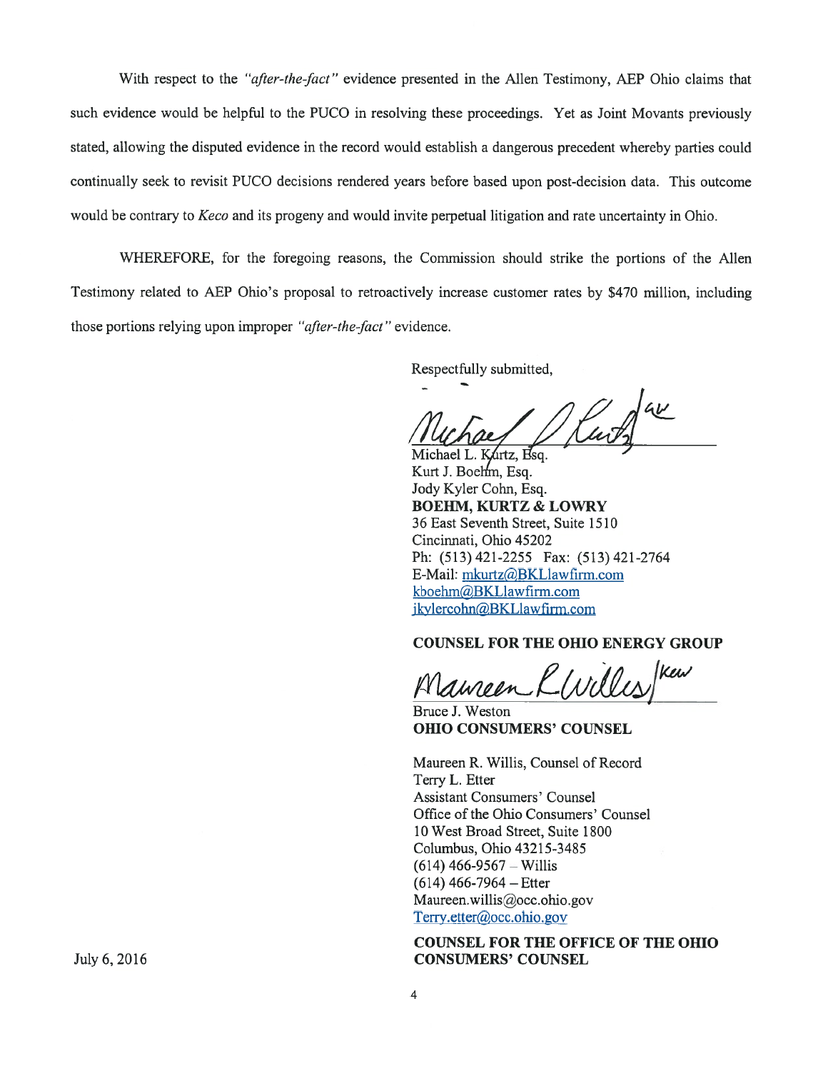With respect to the *"after-the-fact"* evidence presented in the Allen Testimony, AEP Ohio claims that such evidence would be helpful to the PUCO in resolving these proceedings. Yet as Joint Movants previously stated, allowing the disputed evidence in the record would establish a dangerous precedent whereby parties could continually seek to revisit PUCO decisions rendered years before based upon post-decision data. This outcome would be contrary to *Keco* and its progeny and would invite perpetual litigation and rate uncertainty in Ohio.

WHEREFORE, for the foregoing reasons, the Commission should strike the portions of the Allen Testimony related to AEP Ohio's proposal to retroactively increase customer rates by $470 million, including those portions relying upon improper *"after-the-fact"* evidence.

Respectfully submitted,

Michael L. Kurtz, Esq.
Kurt J. Boehm, Esq.
Jody Kyler Cohn, Esq.
**BOEHM, KURTZ & LOWRY**
36 East Seventh Street, Suite 1510
Cincinnati, Ohio 45202
Ph: (513) 421-2255 Fax: (513) 421-2764
E-Mail: mkurtz@BKLlawfirm.com
kboehm@BKLlawfirm.com
jkylercohn@BKLlawfirm.com

**COUNSEL FOR THE OHIO ENERGY GROUP**

Bruce J. Weston
**OHIO CONSUMERS' COUNSEL**

Maureen R. Willis, Counsel of Record
Terry L. Etter
Assistant Consumers' Counsel
Office of the Ohio Consumers' Counsel
10 West Broad Street, Suite 1800
Columbus, Ohio 43215-3485
(614) 466-9567 – Willis
(614) 466-7964 – Etter
Maureen.willis@occ.ohio.gov
Terry.etter@occ.ohio.gov

**COUNSEL FOR THE OFFICE OF THE OHIO CONSUMERS' COUNSEL**

July 6, 2016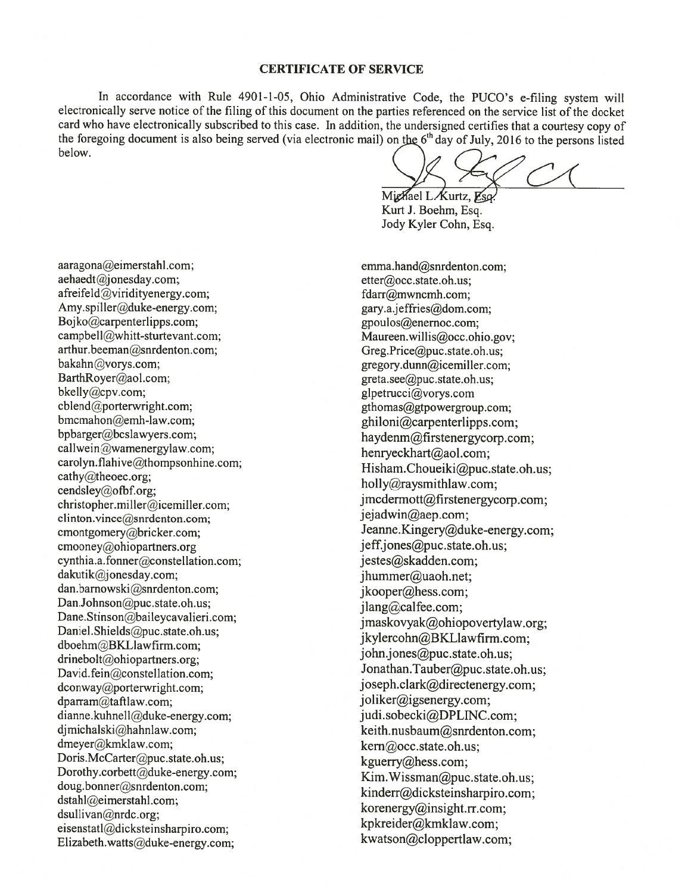**CERTIFICATE OF SERVICE**

In accordance with Rule 4901-1-05, Ohio Administrative Code, the PUCO's e-filing system will electronically serve notice of the filing of this document on the parties referenced on the service list of the docket card who have electronically subscribed to this case. In addition, the undersigned certifies that a courtesy copy of the foregoing document is also being served (via electronic mail) on the 6th day of July, 2016 to the persons listed below.

Michael L. Kurtz, Esq.
Kurt J. Boehm, Esq.
Jody Kyler Cohn, Esq.

aaragona@eimerstahl.com;
aehaedt@jonesday.com;
afreifeld@viridityenergy.com;
Amy.spiller@duke-energy.com;
Bojko@carpenterlipps.com;
campbell@whitt-sturtevant.com;
arthur.beeman@snrdenton.com;
bakahn@vorys.com;
BarthRoyer@aol.com;
bkelly@cpv.com;
cblend@porterwright.com;
bmcmahon@emh-law.com;
bpbarger@bcslawyers.com;
callwein@wamenergylaw.com;
carolyn.flahive@thompsonhine.com;
cathy@theoec.org;
cendsley@ofbf.org;
christopher.miller@icemiller.com;
clinton.vince@snrdenton.com;
cmontgomery@bricker.com;
cmooney@ohiopartners.org
cynthia.a.fonner@constellation.com;
dakutik@jonesday.com;
dan.barnowski@snrdenton.com;
Dan.Johnson@puc.state.oh.us;
Dane.Stinson@baileycavalieri.com;
Daniel.Shields@puc.state.oh.us;
dboehm@BKLlawfirm.com;
drinebolt@ohiopartners.org;
David.fein@constellation.com;
dconway@porterwright.com;
dparram@taftlaw.com;
dianne.kuhnell@duke-energy.com;
djmichalski@hahnlaw.com;
dmeyer@kmklaw.com;
Doris.McCarter@puc.state.oh.us;
Dorothy.corbett@duke-energy.com;
doug.bonner@snrdenton.com;
dstahl@eimerstahl.com;
dsullivan@nrdc.org;
eisenstatl@dicksteinsharpiro.com;
Elizabeth.watts@duke-energy.com;
emma.hand@snrdenton.com;
etter@occ.state.oh.us;
fdarr@mwncmh.com;
gary.a.jeffries@dom.com;
gpoulos@enernoc.com;
Maureen.willis@occ.ohio.gov;
Greg.Price@puc.state.oh.us;
gregory.dunn@icemiller.com;
greta.see@puc.state.oh.us;
glpetrucci@vorys.com
gthomas@gtpowergroup.com;
ghiloni@carpenterlipps.com;
haydenm@firstenergycorp.com;
henryeckhart@aol.com;
Hisham.Choueiki@puc.state.oh.us;
holly@raysmithlaw.com;
jmcdermott@firstenergycorp.com;
jejadwin@aep.com;
Jeanne.Kingery@duke-energy.com;
jeff.jones@puc.state.oh.us;
jestes@skadden.com;
jhummer@uaoh.net;
jkooper@hess.com;
jlang@calfee.com;
jmaskovyak@ohiopovertylaw.org;
jkylercohn@BKLlawfirm.com;
john.jones@puc.state.oh.us;
Jonathan.Tauber@puc.state.oh.us;
joseph.clark@directenergy.com;
joliker@igsenergy.com;
judi.sobecki@DPLINC.com;
keith.nusbaum@snrdenton.com;
kern@occ.state.oh.us;
kguerry@hess.com;
Kim.Wissman@puc.state.oh.us;
kinderr@dicksteinsharpiro.com;
korenergy@insight.rr.com;
kpkreider@kmklaw.com;
kwatson@cloppertlaw.com;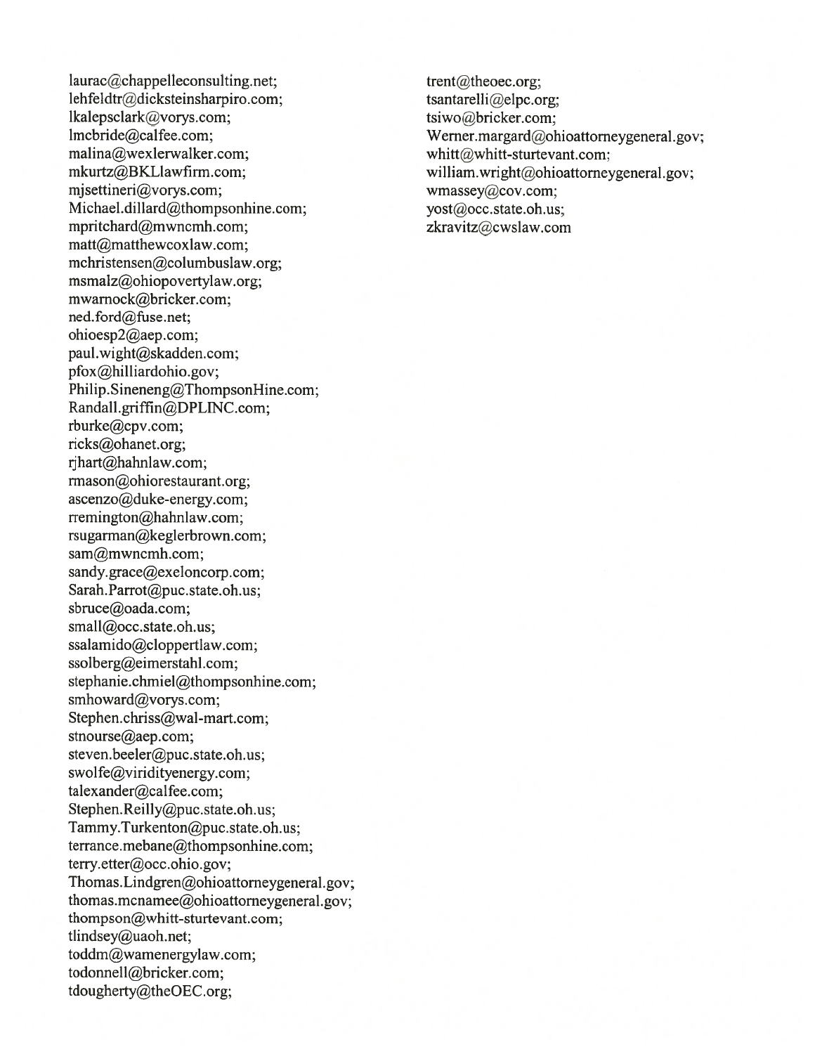laurac@chappelleconsulting.net;
lehfeldtr@dicksteinsharpiro.com;
lkalepsclark@vorys.com;
lmcbride@calfee.com;
malina@wexlerwalker.com;
mkurtz@BKLlawfirm.com;
mjsettineri@vorys.com;
Michael.dillard@thompsonhine.com;
mpritchard@mwncmh.com;
matt@matthewcoxlaw.com;
mchristensen@columbuslaw.org;
msmalz@ohiopovertylaw.org;
mwarnock@bricker.com;
ned.ford@fuse.net;
ohioesp2@aep.com;
paul.wight@skadden.com;
pfox@hilliardohio.gov;
Philip.Sineneng@ThompsonHine.com;
Randall.griffin@DPLINC.com;
rburke@cpv.com;
ricks@ohanet.org;
rjhart@hahnlaw.com;
rmason@ohiorestaurant.org;
ascenzo@duke-energy.com;
rremington@hahnlaw.com;
rsugarman@keglerbrown.com;
sam@mwncmh.com;
sandy.grace@exeloncorp.com;
Sarah.Parrot@puc.state.oh.us;
sbruce@oada.com;
small@occ.state.oh.us;
ssalamido@cloppertlaw.com;
ssolberg@eimerstahl.com;
stephanie.chmiel@thompsonhine.com;
smhoward@vorys.com;
Stephen.chriss@wal-mart.com;
stnourse@aep.com;
steven.beeler@puc.state.oh.us;
swolfe@viridityenergy.com;
talexander@calfee.com;
Stephen.Reilly@puc.state.oh.us;
Tammy.Turkenton@puc.state.oh.us;
terrance.mebane@thompsonhine.com;
terry.etter@occ.ohio.gov;
Thomas.Lindgren@ohioattorneygeneral.gov;
thomas.mcnamee@ohioattorneygeneral.gov;
thompson@whitt-sturtevant.com;
tlindsey@uaoh.net;
toddm@wamenergylaw.com;
todonnell@bricker.com;
tdougherty@theOEC.org;
trent@theoec.org;
tsantarelli@elpc.org;
tsiwo@bricker.com;
Werner.margard@ohioattorneygeneral.gov;
whitt@whitt-sturtevant.com;
william.wright@ohioattorneygeneral.gov;
wmassey@cov.com;
yost@occ.state.oh.us;
zkravitz@cwslaw.com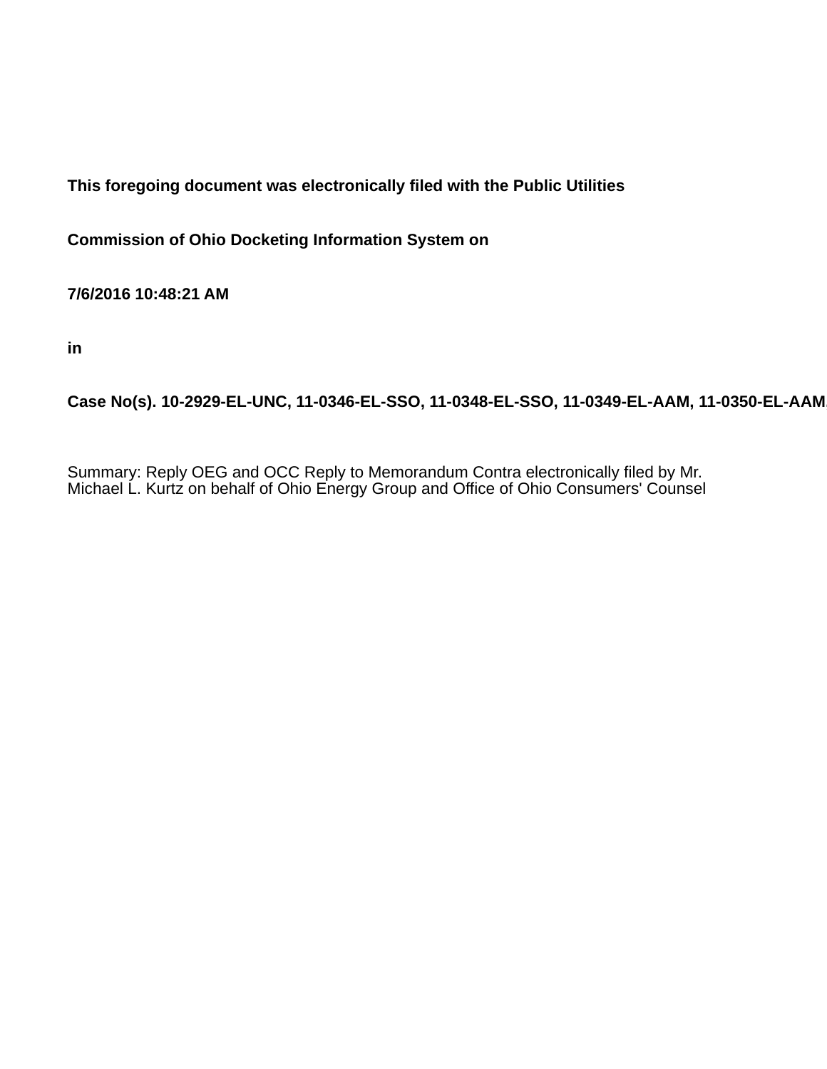**This foregoing document was electronically filed with the Public Utilities**

**Commission of Ohio Docketing Information System on**

**7/6/2016 10:48:21 AM**

**in**

**Case No(s). 10-2929-EL-UNC, 11-0346-EL-SSO, 11-0348-EL-SSO, 11-0349-EL-AAM, 11-0350-EL-AAM**

Summary: Reply OEG and OCC Reply to Memorandum Contra electronically filed by Mr. Michael L. Kurtz on behalf of Ohio Energy Group and Office of Ohio Consumers' Counsel